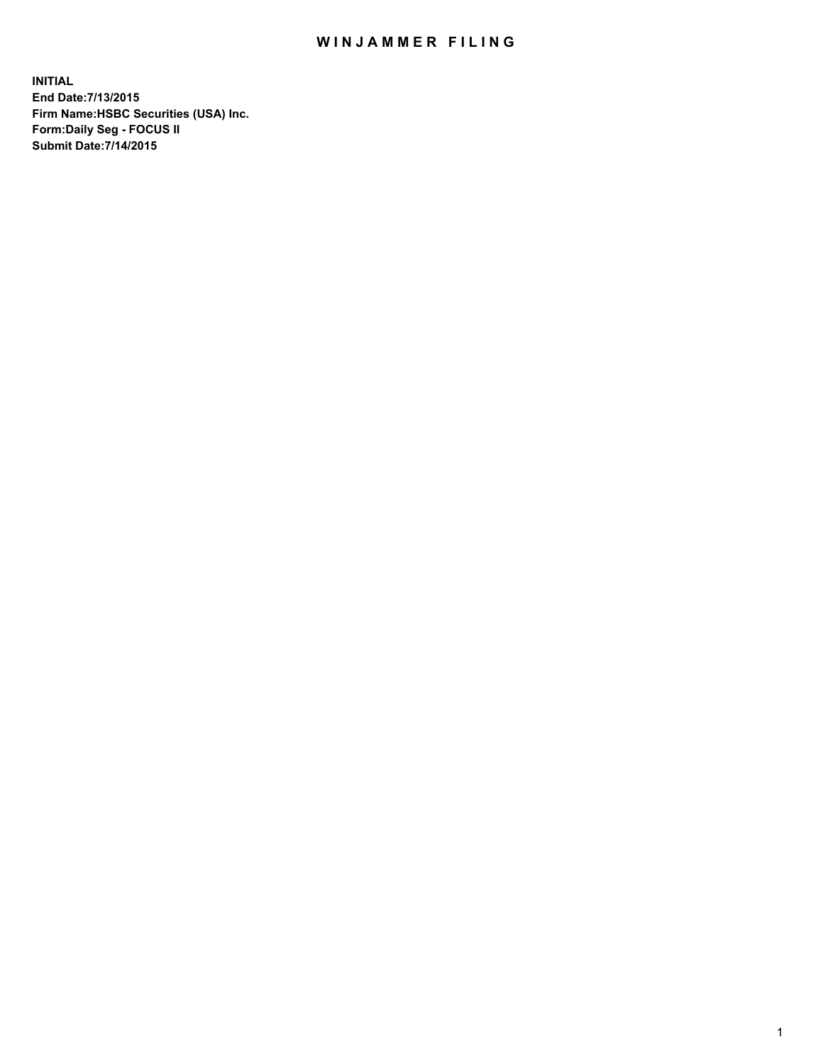# WINJAMMER FILING

**INITIAL**
**End Date:7/13/2015**
**Firm Name:HSBC Securities (USA) Inc.**
**Form:Daily Seg - FOCUS II**
**Submit Date:7/14/2015**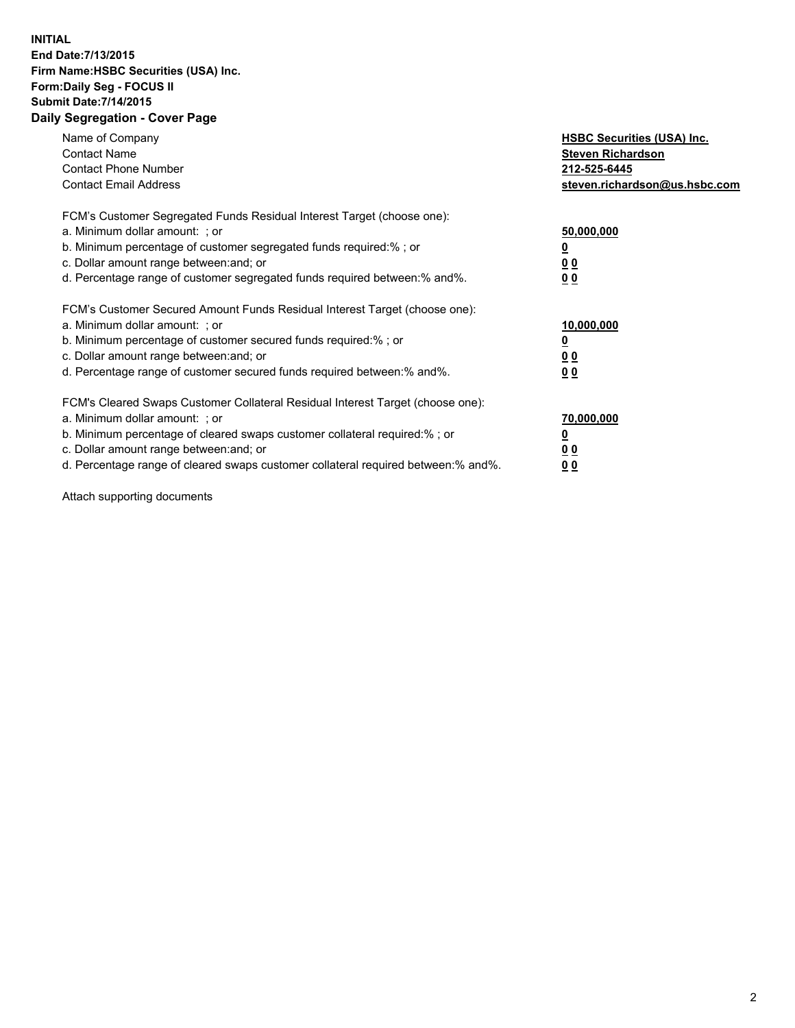**INITIAL**
**End Date:7/13/2015**
**Firm Name:HSBC Securities (USA) Inc.**
**Form:Daily Seg - FOCUS II**
**Submit Date:7/14/2015**

## Daily Segregation - Cover Page

| | |
|---|---|
| Name of Company | **HSBC Securities (USA) Inc.** |
| Contact Name | **Steven Richardson** |
| Contact Phone Number | **212-525-6445** |
| Contact Email Address | **steven.richardson@us.hsbc.com** |

| | |
|---|---|
| FCM's Customer Segregated Funds Residual Interest Target (choose one): | |
| a. Minimum dollar amount: ; or | **50,000,000** |
| b. Minimum percentage of customer segregated funds required:% ; or | **0** |
| c. Dollar amount range between:and; or | **0 0** |
| d. Percentage range of customer segregated funds required between:% and%. | **0 0** |

| | |
|---|---|
| FCM's Customer Secured Amount Funds Residual Interest Target (choose one): | |
| a. Minimum dollar amount: ; or | **10,000,000** |
| b. Minimum percentage of customer secured funds required:% ; or | **0** |
| c. Dollar amount range between:and; or | **0 0** |
| d. Percentage range of customer secured funds required between:% and%. | **0 0** |

| | |
|---|---|
| FCM's Cleared Swaps Customer Collateral Residual Interest Target (choose one): | |
| a. Minimum dollar amount: ; or | **70,000,000** |
| b. Minimum percentage of cleared swaps customer collateral required:% ; or | **0** |
| c. Dollar amount range between:and; or | **0 0** |
| d. Percentage range of cleared swaps customer collateral required between:% and%. | **0 0** |

Attach supporting documents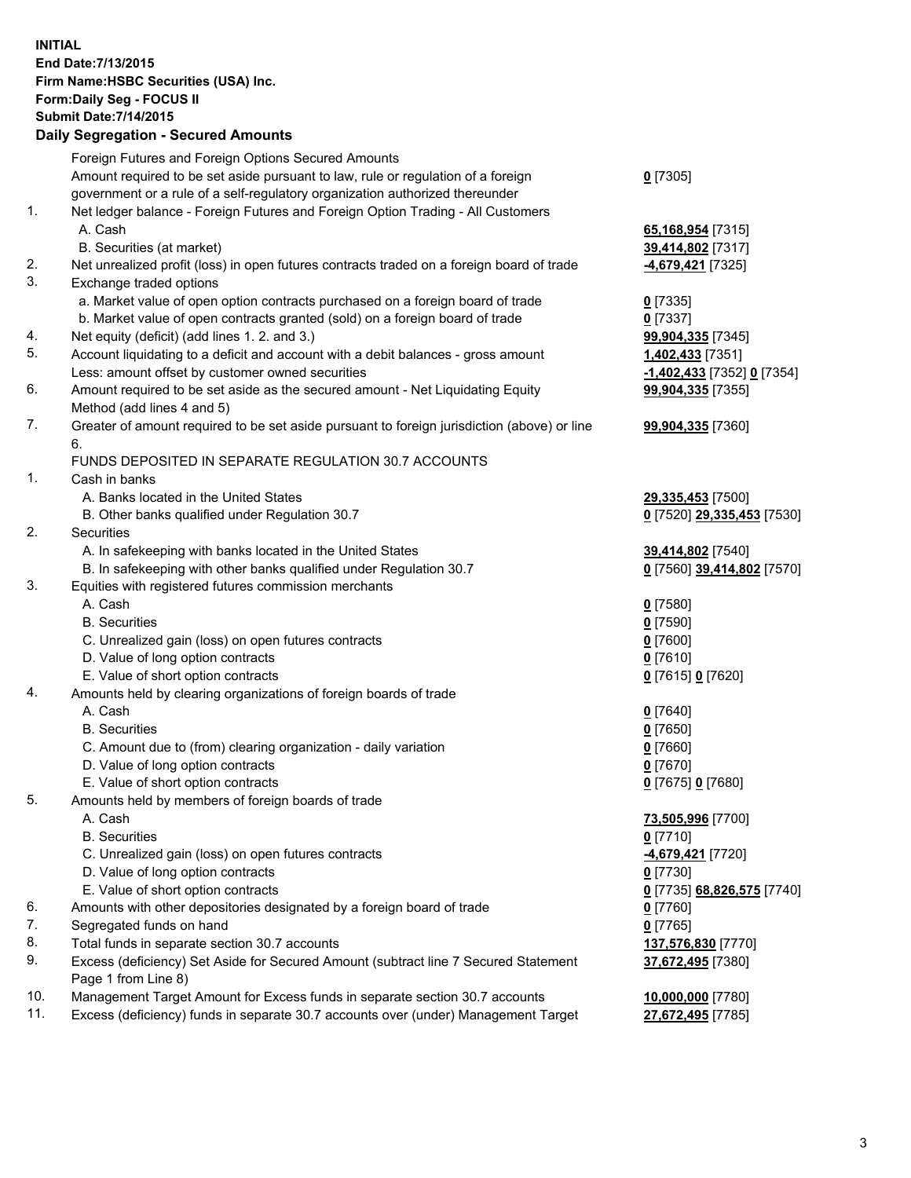**INITIAL**
**End Date:7/13/2015**
**Firm Name:HSBC Securities (USA) Inc.**
**Form:Daily Seg - FOCUS II**
**Submit Date:7/14/2015**

## Daily Segregation - Secured Amounts

| | | |
|---|---|---|
| | Foreign Futures and Foreign Options Secured Amounts | |
| | Amount required to be set aside pursuant to law, rule or regulation of a foreign government or a rule of a self-regulatory organization authorized thereunder | 0 [7305] |
| 1. | Net ledger balance - Foreign Futures and Foreign Option Trading - All Customers | |
| | A. Cash | 65,168,954 [7315] |
| | B. Securities (at market) | 39,414,802 [7317] |
| 2. | Net unrealized profit (loss) in open futures contracts traded on a foreign board of trade | -4,679,421 [7325] |
| 3. | Exchange traded options | |
| | a. Market value of open option contracts purchased on a foreign board of trade | 0 [7335] |
| | b. Market value of open contracts granted (sold) on a foreign board of trade | 0 [7337] |
| 4. | Net equity (deficit) (add lines 1. 2. and 3.) | 99,904,335 [7345] |
| 5. | Account liquidating to a deficit and account with a debit balances - gross amount | 1,402,433 [7351] |
| | Less: amount offset by customer owned securities | -1,402,433 [7352] 0 [7354] |
| 6. | Amount required to be set aside as the secured amount - Net Liquidating Equity Method (add lines 4 and 5) | 99,904,335 [7355] |
| 7. | Greater of amount required to be set aside pursuant to foreign jurisdiction (above) or line 6. | 99,904,335 [7360] |
| | FUNDS DEPOSITED IN SEPARATE REGULATION 30.7 ACCOUNTS | |
| 1. | Cash in banks | |
| | A. Banks located in the United States | 29,335,453 [7500] |
| | B. Other banks qualified under Regulation 30.7 | 0 [7520] 29,335,453 [7530] |
| 2. | Securities | |
| | A. In safekeeping with banks located in the United States | 39,414,802 [7540] |
| | B. In safekeeping with other banks qualified under Regulation 30.7 | 0 [7560] 39,414,802 [7570] |
| 3. | Equities with registered futures commission merchants | |
| | A. Cash | 0 [7580] |
| | B. Securities | 0 [7590] |
| | C. Unrealized gain (loss) on open futures contracts | 0 [7600] |
| | D. Value of long option contracts | 0 [7610] |
| | E. Value of short option contracts | 0 [7615] 0 [7620] |
| 4. | Amounts held by clearing organizations of foreign boards of trade | |
| | A. Cash | 0 [7640] |
| | B. Securities | 0 [7650] |
| | C. Amount due to (from) clearing organization - daily variation | 0 [7660] |
| | D. Value of long option contracts | 0 [7670] |
| | E. Value of short option contracts | 0 [7675] 0 [7680] |
| 5. | Amounts held by members of foreign boards of trade | |
| | A. Cash | 73,505,996 [7700] |
| | B. Securities | 0 [7710] |
| | C. Unrealized gain (loss) on open futures contracts | -4,679,421 [7720] |
| | D. Value of long option contracts | 0 [7730] |
| | E. Value of short option contracts | 0 [7735] 68,826,575 [7740] |
| 6. | Amounts with other depositories designated by a foreign board of trade | 0 [7760] |
| 7. | Segregated funds on hand | 0 [7765] |
| 8. | Total funds in separate section 30.7 accounts | 137,576,830 [7770] |
| 9. | Excess (deficiency) Set Aside for Secured Amount (subtract line 7 Secured Statement Page 1 from Line 8) | 37,672,495 [7380] |
| 10. | Management Target Amount for Excess funds in separate section 30.7 accounts | 10,000,000 [7780] |
| 11. | Excess (deficiency) funds in separate 30.7 accounts over (under) Management Target | 27,672,495 [7785] |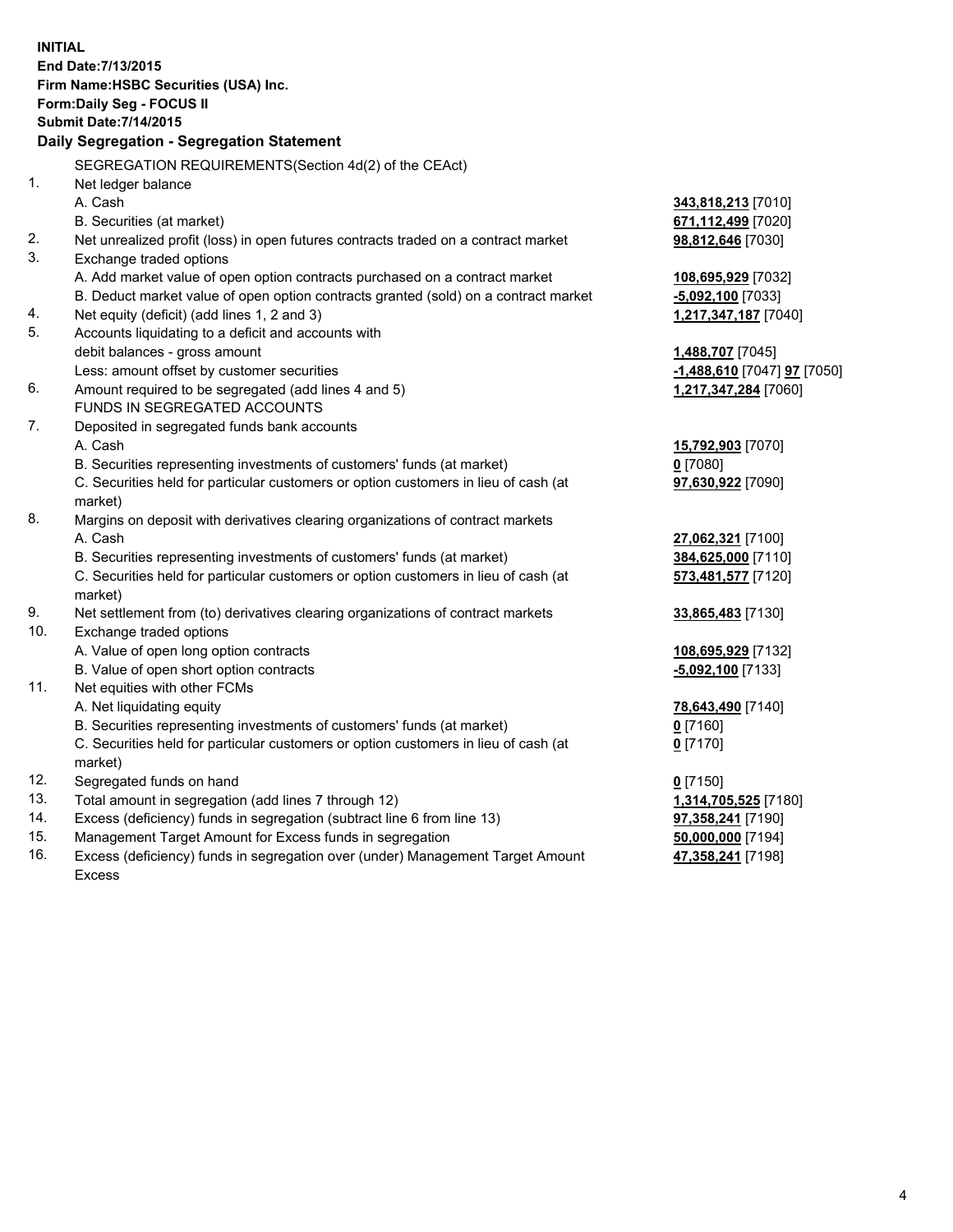**INITIAL**
**End Date:7/13/2015**
**Firm Name:HSBC Securities (USA) Inc.**
**Form:Daily Seg - FOCUS II**
**Submit Date:7/14/2015**

### Daily Segregation - Segregation Statement

| | | |
|---|---|---|
| | SEGREGATION REQUIREMENTS(Section 4d(2) of the CEAct) | |
| 1. | Net ledger balance | |
| | A. Cash | **343,818,213** [7010] |
| | B. Securities (at market) | **671,112,499** [7020] |
| 2. | Net unrealized profit (loss) in open futures contracts traded on a contract market | **98,812,646** [7030] |
| 3. | Exchange traded options | |
| | A. Add market value of open option contracts purchased on a contract market | **108,695,929** [7032] |
| | B. Deduct market value of open option contracts granted (sold) on a contract market | **-5,092,100** [7033] |
| 4. | Net equity (deficit) (add lines 1, 2 and 3) | **1,217,347,187** [7040] |
| 5. | Accounts liquidating to a deficit and accounts with | |
| | debit balances - gross amount | **1,488,707** [7045] |
| | Less: amount offset by customer securities | **-1,488,610** [7047] **97** [7050] |
| 6. | Amount required to be segregated (add lines 4 and 5) | **1,217,347,284** [7060] |
| | FUNDS IN SEGREGATED ACCOUNTS | |
| 7. | Deposited in segregated funds bank accounts | |
| | A. Cash | **15,792,903** [7070] |
| | B. Securities representing investments of customers' funds (at market) | **0** [7080] |
| | C. Securities held for particular customers or option customers in lieu of cash (at market) | **97,630,922** [7090] |
| 8. | Margins on deposit with derivatives clearing organizations of contract markets | |
| | A. Cash | **27,062,321** [7100] |
| | B. Securities representing investments of customers' funds (at market) | **384,625,000** [7110] |
| | C. Securities held for particular customers or option customers in lieu of cash (at market) | **573,481,577** [7120] |
| 9. | Net settlement from (to) derivatives clearing organizations of contract markets | **33,865,483** [7130] |
| 10. | Exchange traded options | |
| | A. Value of open long option contracts | **108,695,929** [7132] |
| | B. Value of open short option contracts | **-5,092,100** [7133] |
| 11. | Net equities with other FCMs | |
| | A. Net liquidating equity | **78,643,490** [7140] |
| | B. Securities representing investments of customers' funds (at market) | **0** [7160] |
| | C. Securities held for particular customers or option customers in lieu of cash (at market) | **0** [7170] |
| 12. | Segregated funds on hand | **0** [7150] |
| 13. | Total amount in segregation (add lines 7 through 12) | **1,314,705,525** [7180] |
| 14. | Excess (deficiency) funds in segregation (subtract line 6 from line 13) | **97,358,241** [7190] |
| 15. | Management Target Amount for Excess funds in segregation | **50,000,000** [7194] |
| 16. | Excess (deficiency) funds in segregation over (under) Management Target Amount Excess | **47,358,241** [7198] |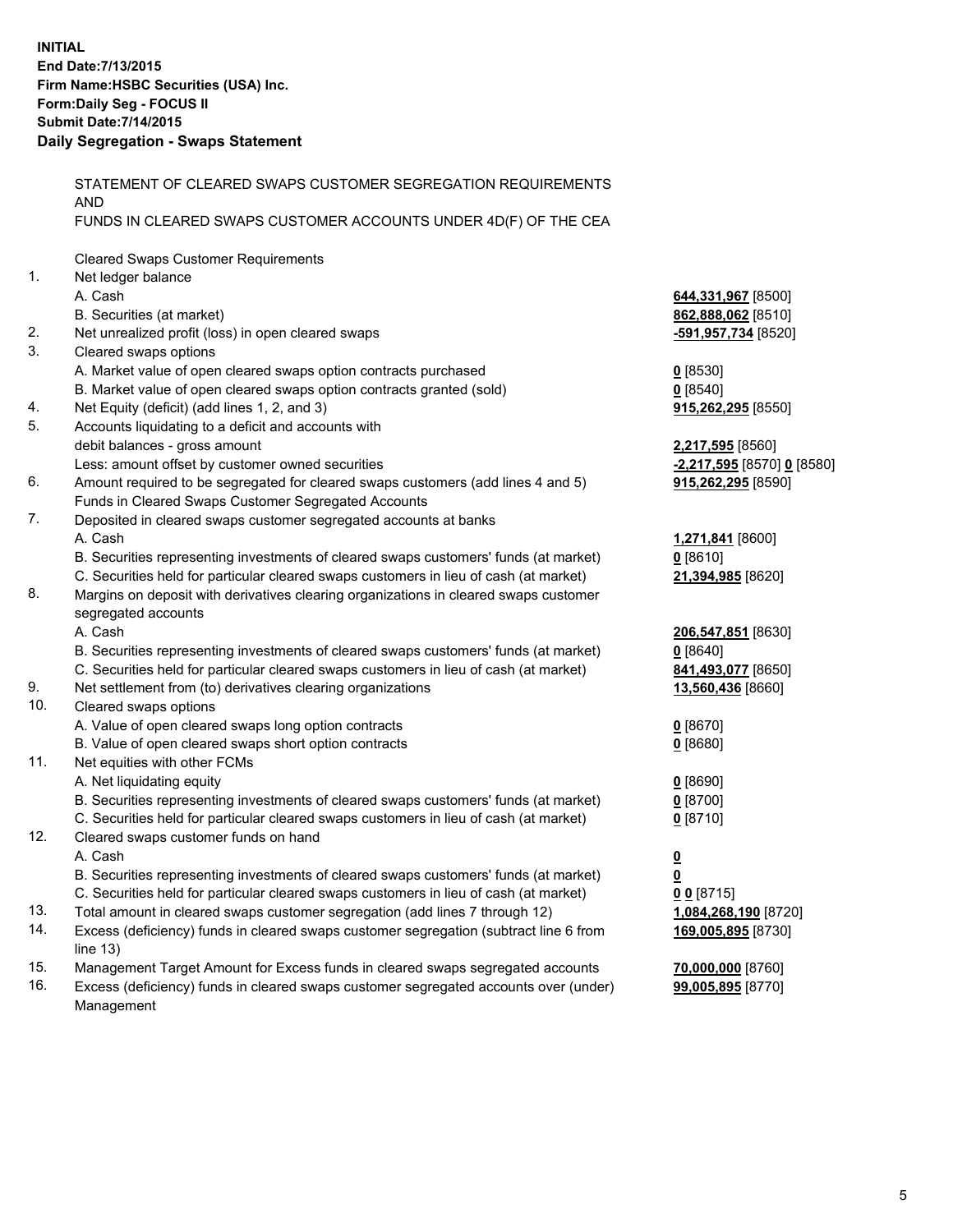**INITIAL**
**End Date:7/13/2015**
**Firm Name:HSBC Securities (USA) Inc.**
**Form:Daily Seg - FOCUS II**
**Submit Date:7/14/2015**
**Daily Segregation - Swaps Statement**

STATEMENT OF CLEARED SWAPS CUSTOMER SEGREGATION REQUIREMENTS AND FUNDS IN CLEARED SWAPS CUSTOMER ACCOUNTS UNDER 4D(F) OF THE CEA

| | | |
|---|---|---|
| | Cleared Swaps Customer Requirements | |
| 1. | Net ledger balance | |
| | A. Cash | **644,331,967** [8500] |
| | B. Securities (at market) | **862,888,062** [8510] |
| 2. | Net unrealized profit (loss) in open cleared swaps | **-591,957,734** [8520] |
| 3. | Cleared swaps options | |
| | A. Market value of open cleared swaps option contracts purchased | **0** [8530] |
| | B. Market value of open cleared swaps option contracts granted (sold) | **0** [8540] |
| 4. | Net Equity (deficit) (add lines 1, 2, and 3) | **915,262,295** [8550] |
| 5. | Accounts liquidating to a deficit and accounts with | |
| | debit balances - gross amount | **2,217,595** [8560] |
| | Less: amount offset by customer owned securities | **-2,217,595** [8570] **0** [8580] |
| 6. | Amount required to be segregated for cleared swaps customers (add lines 4 and 5) | **915,262,295** [8590] |
| | Funds in Cleared Swaps Customer Segregated Accounts | |
| 7. | Deposited in cleared swaps customer segregated accounts at banks | |
| | A. Cash | **1,271,841** [8600] |
| | B. Securities representing investments of cleared swaps customers' funds (at market) | **0** [8610] |
| | C. Securities held for particular cleared swaps customers in lieu of cash (at market) | **21,394,985** [8620] |
| 8. | Margins on deposit with derivatives clearing organizations in cleared swaps customer segregated accounts | |
| | A. Cash | **206,547,851** [8630] |
| | B. Securities representing investments of cleared swaps customers' funds (at market) | **0** [8640] |
| | C. Securities held for particular cleared swaps customers in lieu of cash (at market) | **841,493,077** [8650] |
| 9. | Net settlement from (to) derivatives clearing organizations | **13,560,436** [8660] |
| 10. | Cleared swaps options | |
| | A. Value of open cleared swaps long option contracts | **0** [8670] |
| | B. Value of open cleared swaps short option contracts | **0** [8680] |
| 11. | Net equities with other FCMs | |
| | A. Net liquidating equity | **0** [8690] |
| | B. Securities representing investments of cleared swaps customers' funds (at market) | **0** [8700] |
| | C. Securities held for particular cleared swaps customers in lieu of cash (at market) | **0** [8710] |
| 12. | Cleared swaps customer funds on hand | |
| | A. Cash | **0** |
| | B. Securities representing investments of cleared swaps customers' funds (at market) | **0** |
| | C. Securities held for particular cleared swaps customers in lieu of cash (at market) | **0** **0** [8715] |
| 13. | Total amount in cleared swaps customer segregation (add lines 7 through 12) | **1,084,268,190** [8720] |
| 14. | Excess (deficiency) funds in cleared swaps customer segregation (subtract line 6 from line 13) | **169,005,895** [8730] |
| 15. | Management Target Amount for Excess funds in cleared swaps segregated accounts | **70,000,000** [8760] |
| 16. | Excess (deficiency) funds in cleared swaps customer segregated accounts over (under) Management | **99,005,895** [8770] |